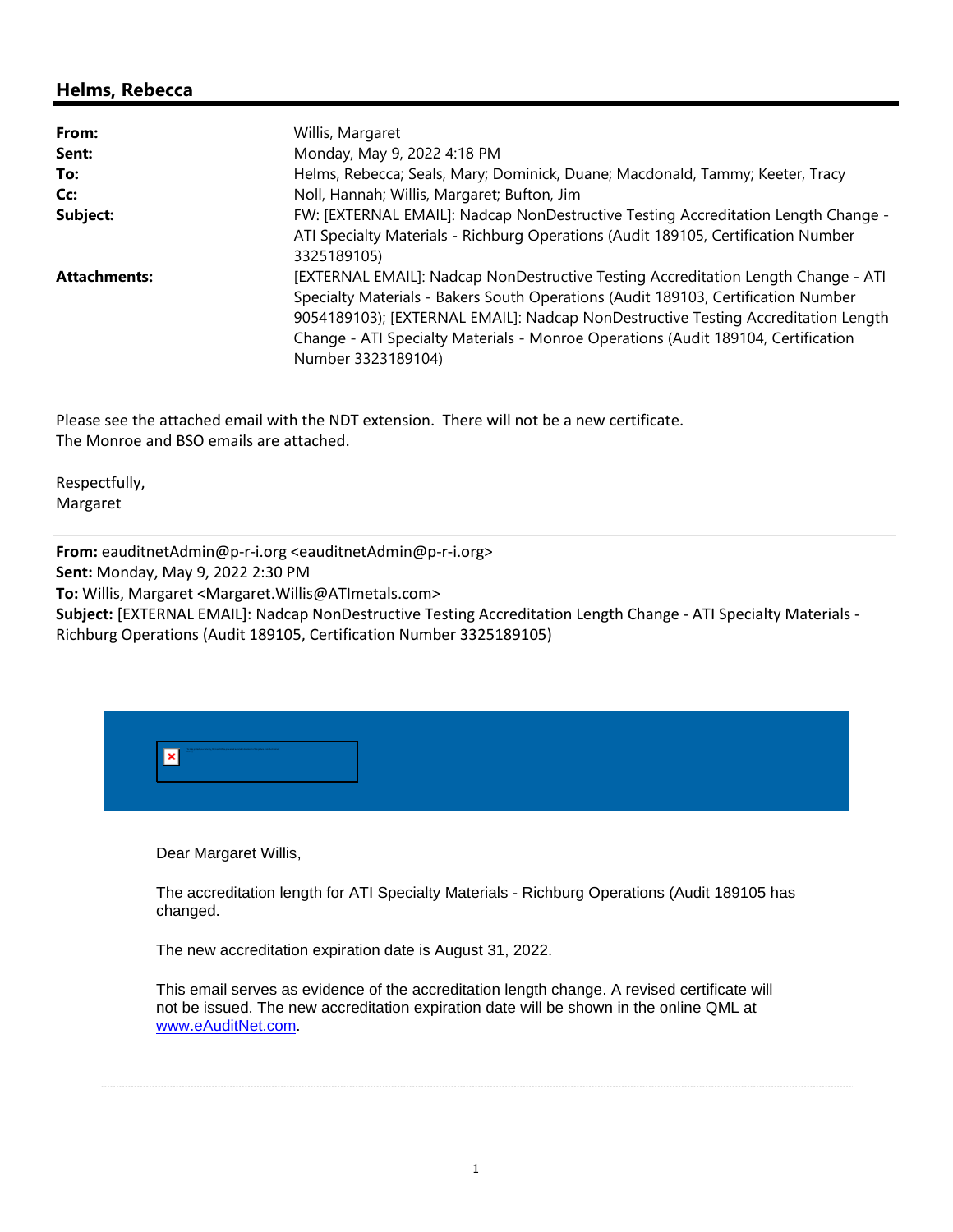## Helms, Rebecca

| | |
|---|---|
| **From:** | Willis, Margaret |
| **Sent:** | Monday, May 9, 2022 4:18 PM |
| **To:** | Helms, Rebecca; Seals, Mary; Dominick, Duane; Macdonald, Tammy; Keeter, Tracy |
| **Cc:** | Noll, Hannah; Willis, Margaret; Bufton, Jim |
| **Subject:** | FW: [EXTERNAL EMAIL]: Nadcap NonDestructive Testing Accreditation Length Change - ATI Specialty Materials - Richburg Operations (Audit 189105, Certification Number 3325189105) |
| **Attachments:** | [EXTERNAL EMAIL]: Nadcap NonDestructive Testing Accreditation Length Change - ATI Specialty Materials - Bakers South Operations (Audit 189103, Certification Number 9054189103); [EXTERNAL EMAIL]: Nadcap NonDestructive Testing Accreditation Length Change - ATI Specialty Materials - Monroe Operations (Audit 189104, Certification Number 3323189104) |

Please see the attached email with the NDT extension. There will not be a new certificate.
The Monroe and BSO emails are attached.

Respectfully,
Margaret

---

**From:** eauditnetAdmin@p-r-i.org <eauditnetAdmin@p-r-i.org>
**Sent:** Monday, May 9, 2022 2:30 PM
**To:** Willis, Margaret <Margaret.Willis@ATImetals.com>
**Subject:** [EXTERNAL EMAIL]: Nadcap NonDestructive Testing Accreditation Length Change - ATI Specialty Materials - Richburg Operations (Audit 189105, Certification Number 3325189105)

Dear Margaret Willis,

The accreditation length for ATI Specialty Materials - Richburg Operations (Audit 189105 has changed.

The new accreditation expiration date is August 31, 2022.

This email serves as evidence of the accreditation length change. A revised certificate will not be issued. The new accreditation expiration date will be shown in the online QML at www.eAuditNet.com.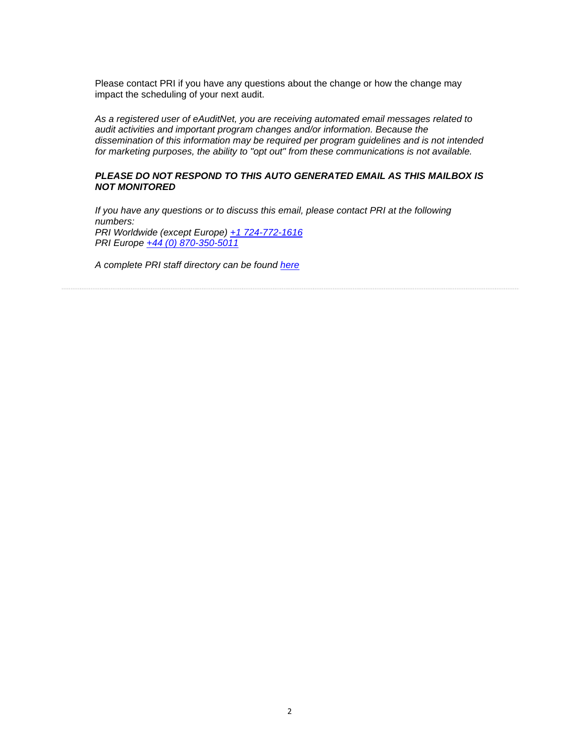Please contact PRI if you have any questions about the change or how the change may impact the scheduling of your next audit.

*As a registered user of eAuditNet, you are receiving automated email messages related to audit activities and important program changes and/or information. Because the dissemination of this information may be required per program guidelines and is not intended for marketing purposes, the ability to "opt out" from these communications is not available.*

***PLEASE DO NOT RESPOND TO THIS AUTO GENERATED EMAIL AS THIS MAILBOX IS NOT MONITORED***

*If you have any questions or to discuss this email, please contact PRI at the following numbers:*
*PRI Worldwide (except Europe) +1 724-772-1616*
*PRI Europe +44 (0) 870-350-5011*

*A complete PRI staff directory can be found here*

---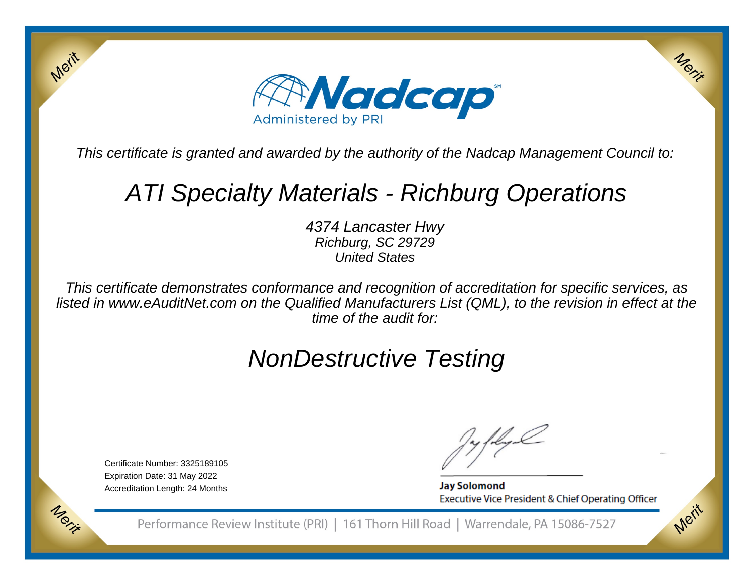Nadcap

Administered by PRI

*This certificate is granted and awarded by the authority of the Nadcap Management Council to:*

# *ATI Specialty Materials - Richburg Operations*

*4374 Lancaster Hwy*
*Richburg, SC 29729*
*United States*

*This certificate demonstrates conformance and recognition of accreditation for specific services, as listed in www.eAuditNet.com on the Qualified Manufacturers List (QML), to the revision in effect at the time of the audit for:*

# *NonDestructive Testing*

Certificate Number: 3325189105
Expiration Date: 31 May 2022
Accreditation Length: 24 Months

**Jay Solomond**
Executive Vice President & Chief Operating Officer

Performance Review Institute (PRI) | 161 Thorn Hill Road | Warrendale, PA 15086-7527